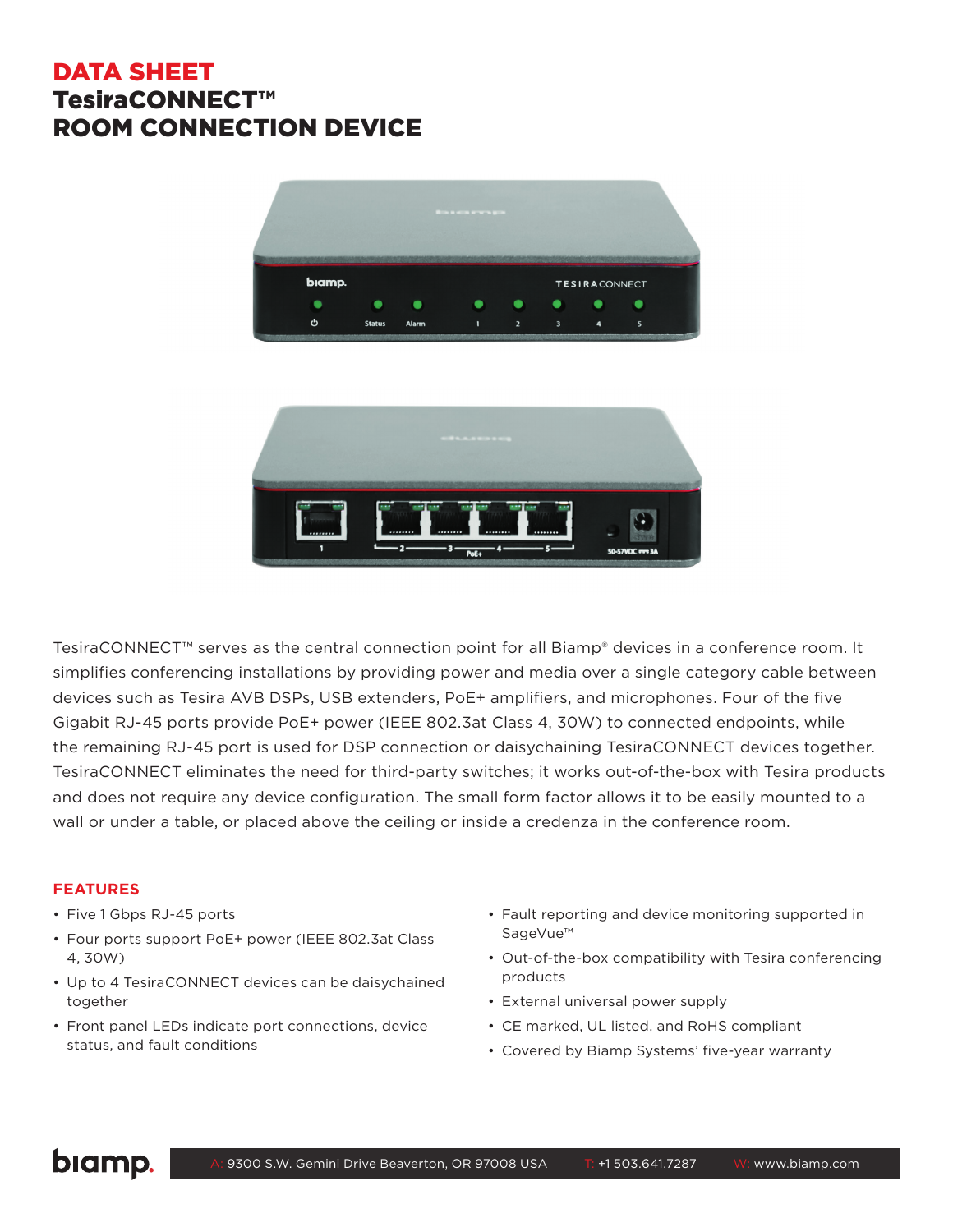# DATA SHEET
# TesiraCONNECT™
# ROOM CONNECTION DEVICE

TesiraCONNECT™ serves as the central connection point for all Biamp® devices in a conference room. It simplifies conferencing installations by providing power and media over a single category cable between devices such as Tesira AVB DSPs, USB extenders, PoE+ amplifiers, and microphones. Four of the five Gigabit RJ-45 ports provide PoE+ power (IEEE 802.3at Class 4, 30W) to connected endpoints, while the remaining RJ-45 port is used for DSP connection or daisychaining TesiraCONNECT devices together. TesiraCONNECT eliminates the need for third-party switches; it works out-of-the-box with Tesira products and does not require any device configuration. The small form factor allows it to be easily mounted to a wall or under a table, or placed above the ceiling or inside a credenza in the conference room.

## FEATURES

- Five 1 Gbps RJ-45 ports
- Four ports support PoE+ power (IEEE 802.3at Class 4, 30W)
- Up to 4 TesiraCONNECT devices can be daisychained together
- Front panel LEDs indicate port connections, device status, and fault conditions
- Fault reporting and device monitoring supported in SageVue™
- Out-of-the-box compatibility with Tesira conferencing products
- External universal power supply
- CE marked, UL listed, and RoHS compliant
- Covered by Biamp Systems' five-year warranty

A: 9300 S.W. Gemini Drive Beaverton, OR 97008 USA T: +1 503.641.7287 W: www.biamp.com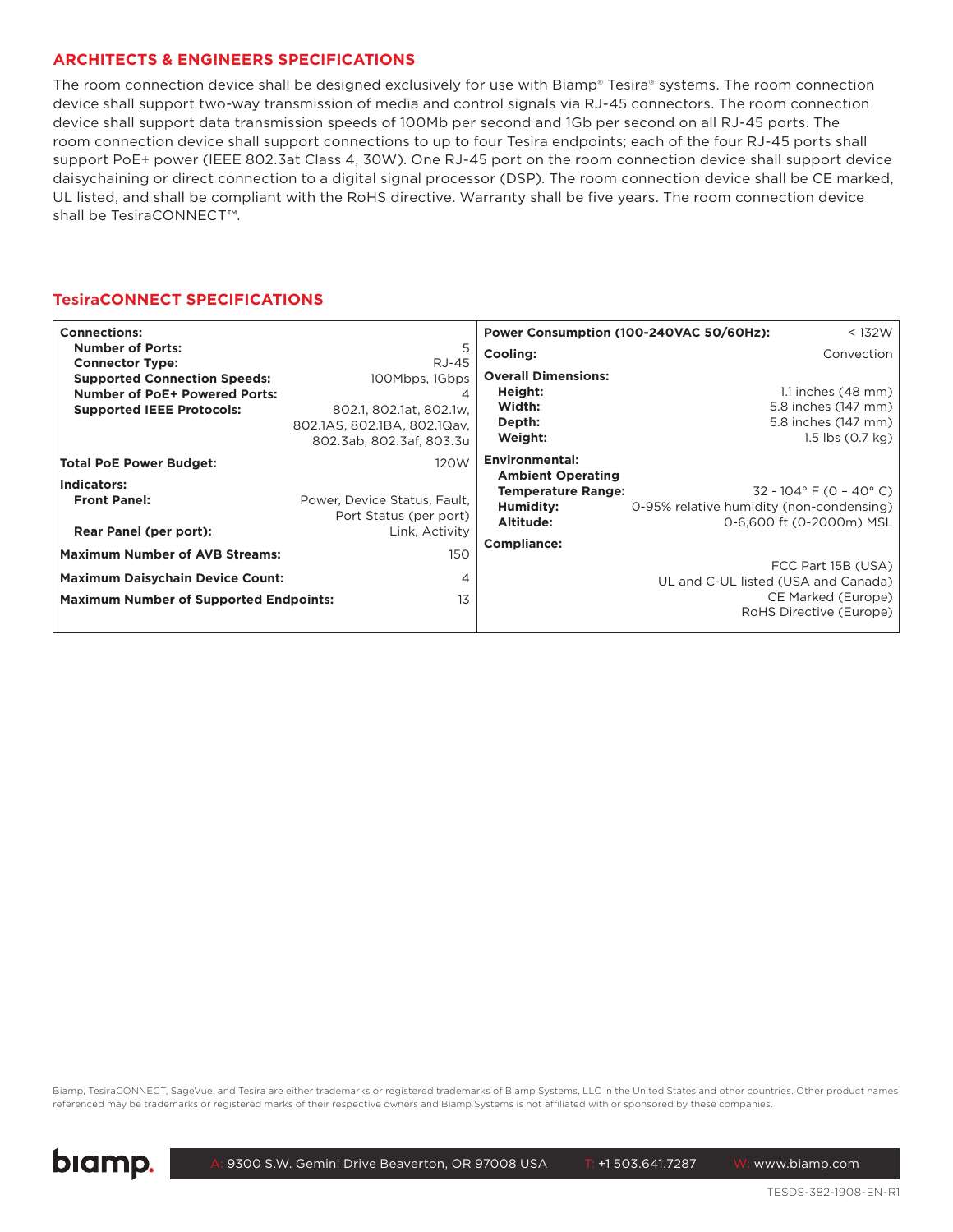## ARCHITECTS & ENGINEERS SPECIFICATIONS

The room connection device shall be designed exclusively for use with Biamp® Tesira® systems. The room connection device shall support two-way transmission of media and control signals via RJ-45 connectors. The room connection device shall support data transmission speeds of 100Mb per second and 1Gb per second on all RJ-45 ports. The room connection device shall support connections to up to four Tesira endpoints; each of the four RJ-45 ports shall support PoE+ power (IEEE 802.3at Class 4, 30W). One RJ-45 port on the room connection device shall support device daisychaining or direct connection to a digital signal processor (DSP). The room connection device shall be CE marked, UL listed, and shall be compliant with the RoHS directive. Warranty shall be five years. The room connection device shall be TesiraCONNECT™.

## TesiraCONNECT SPECIFICATIONS

| | |
|---|---|
| **Connections:** | |
| **Number of Ports:** | 5 |
| **Connector Type:** | RJ-45 |
| **Supported Connection Speeds:** | 100Mbps, 1Gbps |
| **Number of PoE+ Powered Ports:** | 4 |
| **Supported IEEE Protocols:** | 802.1, 802.1at, 802.1w, 802.1AS, 802.1BA, 802.1Qav, 802.3ab, 802.3af, 803.3u |
| **Total PoE Power Budget:** | 120W |
| **Indicators:** | |
| **Front Panel:** | Power, Device Status, Fault, Port Status (per port) |
| **Rear Panel (per port):** | Link, Activity |
| **Maximum Number of AVB Streams:** | 150 |
| **Maximum Daisychain Device Count:** | 4 |
| **Maximum Number of Supported Endpoints:** | 13 |
| **Power Consumption (100-240VAC 50/60Hz):** | < 132W |
| **Cooling:** | Convection |
| **Overall Dimensions:** | |
| **Height:** | 1.1 inches (48 mm) |
| **Width:** | 5.8 inches (147 mm) |
| **Depth:** | 5.8 inches (147 mm) |
| **Weight:** | 1.5 lbs (0.7 kg) |
| **Environmental:** | |
| **Ambient Operating Temperature Range:** | 32 - 104° F (0 – 40° C) |
| **Humidity:** | 0-95% relative humidity (non-condensing) |
| **Altitude:** | 0-6,600 ft (0-2000m) MSL |
| **Compliance:** | FCC Part 15B (USA)<br>UL and C-UL listed (USA and Canada)<br>CE Marked (Europe)<br>RoHS Directive (Europe) |

Biamp, TesiraCONNECT, SageVue, and Tesira are either trademarks or registered trademarks of Biamp Systems, LLC in the United States and other countries. Other product names referenced may be trademarks or registered marks of their respective owners and Biamp Systems is not affiliated with or sponsored by these companies.

biamp. A: 9300 S.W. Gemini Drive Beaverton, OR 97008 USA T: +1 503.641.7287 W: www.biamp.com

TESDS-382-1908-EN-R1